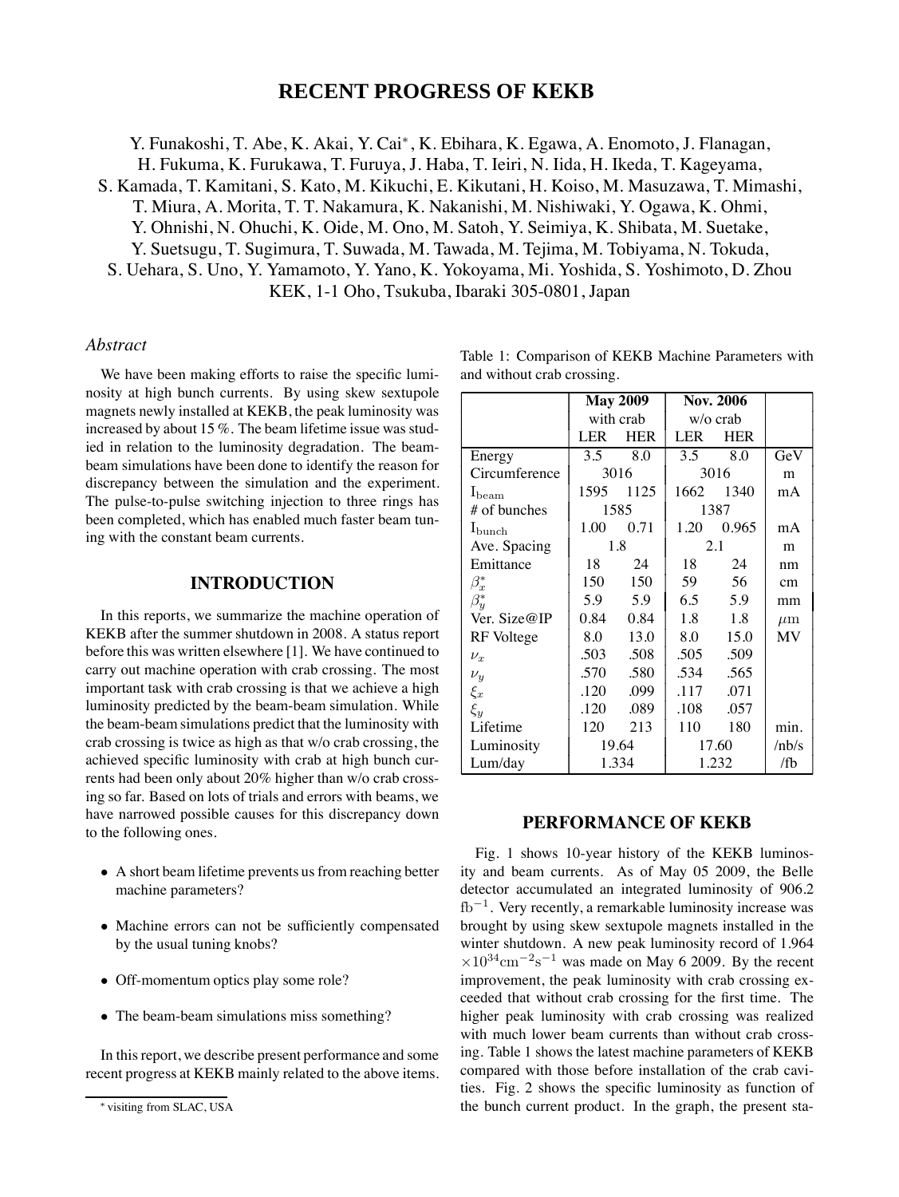# RECENT PROGRESS OF KEKB

Y. Funakoshi, T. Abe, K. Akai, Y. Cai*, K. Ebihara, K. Egawa, A. Enomoto, J. Flanagan, H. Fukuma, K. Furukawa, T. Furuya, J. Haba, T. Ieiri, N. Iida, H. Ikeda, T. Kageyama, S. Kamada, T. Kamitani, S. Kato, M. Kikuchi, E. Kikutani, H. Koiso, M. Masuzawa, T. Mimashi, T. Miura, A. Morita, T. T. Nakamura, K. Nakanishi, M. Nishiwaki, Y. Ogawa, K. Ohmi, Y. Ohnishi, N. Ohuchi, K. Oide, M. Ono, M. Satoh, Y. Seimiya, K. Shibata, M. Suetake, Y. Suetsugu, T. Sugimura, T. Suwada, M. Tawada, M. Tejima, M. Tobiyama, N. Tokuda, S. Uehara, S. Uno, Y. Yamamoto, Y. Yano, K. Yokoyama, Mi. Yoshida, S. Yoshimoto, D. Zhou
KEK, 1-1 Oho, Tsukuba, Ibaraki 305-0801, Japan

### *Abstract*

We have been making efforts to raise the specific luminosity at high bunch currents. By using skew sextupole magnets newly installed at KEKB, the peak luminosity was increased by about 15 %. The beam lifetime issue was studied in relation to the luminosity degradation. The beam-beam simulations have been done to identify the reason for discrepancy between the simulation and the experiment. The pulse-to-pulse switching injection to three rings has been completed, which has enabled much faster beam tuning with the constant beam currents.

## INTRODUCTION

In this reports, we summarize the machine operation of KEKB after the summer shutdown in 2008. A status report before this was written elsewhere [1]. We have continued to carry out machine operation with crab crossing. The most important task with crab crossing is that we achieve a high luminosity predicted by the beam-beam simulation. While the beam-beam simulations predict that the luminosity with crab crossing is twice as high as that w/o crab crossing, the achieved specific luminosity with crab at high bunch currents had been only about 20% higher than w/o crab crossing so far. Based on lots of trials and errors with beams, we have narrowed possible causes for this discrepancy down to the following ones.

- A short beam lifetime prevents us from reaching better machine parameters?
- Machine errors can not be sufficiently compensated by the usual tuning knobs?
- Off-momentum optics play some role?
- The beam-beam simulations miss something?

In this report, we describe present performance and some recent progress at KEKB mainly related to the above items.

Table 1: Comparison of KEKB Machine Parameters with and without crab crossing.

| | **May 2009** | | **Nov. 2006** | | |
|---|---|---|---|---|---|
| | with crab | | w/o crab | | |
| | LER | HER | LER | HER | |
| Energy | 3.5 | 8.0 | 3.5 | 8.0 | GeV |
| Circumference | 3016 | | 3016 | | m |
| $I_{beam}$ | 1595 | 1125 | 1662 | 1340 | mA |
| # of bunches | 1585 | | 1387 | | |
| $I_{bunch}$ | 1.00 | 0.71 | 1.20 | 0.965 | mA |
| Ave. Spacing | 1.8 | | 2.1 | | m |
| Emittance | 18 | 24 | 18 | 24 | nm |
| $\beta_x^*$ | 150 | 150 | 59 | 56 | cm |
| $\beta_y^*$ | 5.9 | 5.9 | 6.5 | 5.9 | mm |
| Ver. Size@IP | 0.84 | 0.84 | 1.8 | 1.8 | $\mu$m |
| RF Voltege | 8.0 | 13.0 | 8.0 | 15.0 | MV |
| $\nu_x$ | .503 | .508 | .505 | .509 | |
| $\nu_y$ | .570 | .580 | .534 | .565 | |
| $\xi_x$ | .120 | .099 | .117 | .071 | |
| $\xi_y$ | .120 | .089 | .108 | .057 | |
| Lifetime | 120 | 213 | 110 | 180 | min. |
| Luminosity | 19.64 | | 17.60 | | /nb/s |
| Lum/day | 1.334 | | 1.232 | | /fb |

## PERFORMANCE OF KEKB

Fig. 1 shows 10-year history of the KEKB luminosity and beam currents. As of May 05 2009, the Belle detector accumulated an integrated luminosity of 906.2 $\mathrm{fb}^{-1}$. Very recently, a remarkable luminosity increase was brought by using skew sextupole magnets installed in the winter shutdown. A new peak luminosity record of 1.964 $\times 10^{34}\mathrm{cm}^{-2}\mathrm{s}^{-1}$ was made on May 6 2009. By the recent improvement, the peak luminosity with crab crossing exceeded that without crab crossing for the first time. The higher peak luminosity with crab crossing was realized with much lower beam currents than without crab crossing. Table 1 shows the latest machine parameters of KEKB compared with those before installation of the crab cavities. Fig. 2 shows the specific luminosity as function of the bunch current product. In the graph, the present sta-

* visiting from SLAC, USA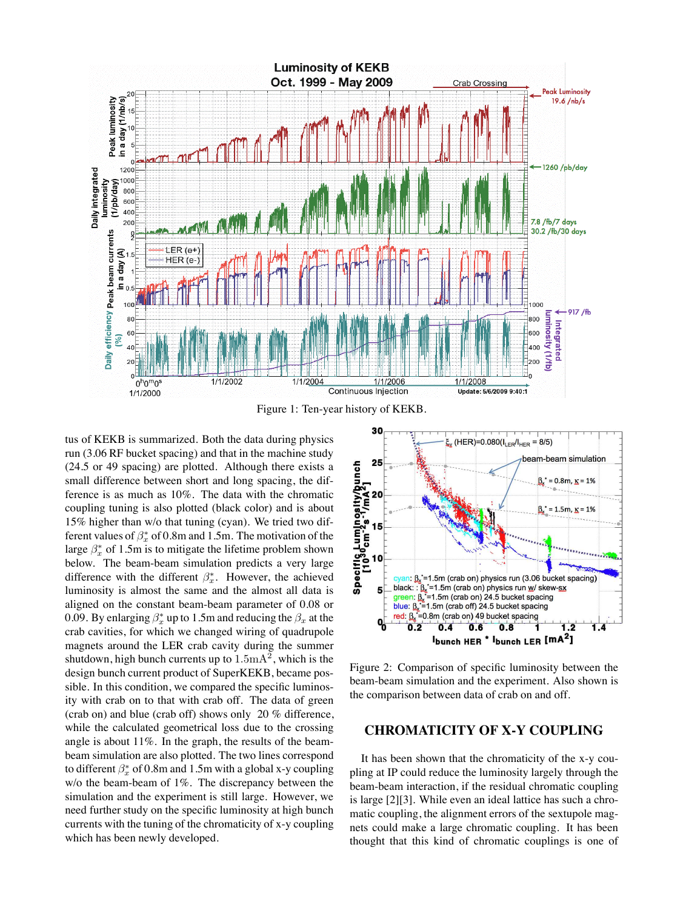Figure 1: Ten-year history of KEKB.

tus of KEKB is summarized. Both the data during physics run (3.06 RF bucket spacing) and that in the machine study (24.5 or 49 spacing) are plotted. Although there exists a small difference between short and long spacing, the difference is as much as 10%. The data with the chromatic coupling tuning is also plotted (black color) and is about 15% higher than w/o that tuning (cyan). We tried two different values of $\beta_x^*$ of 0.8m and 1.5m. The motivation of the large $\beta_x^*$ of 1.5m is to mitigate the lifetime problem shown below. The beam-beam simulation predicts a very large difference with the different $\beta_x^*$. However, the achieved luminosity is almost the same and the almost all data is aligned on the constant beam-beam parameter of 0.08 or 0.09. By enlarging $\beta_x^*$ up to 1.5m and reducing the $\beta_x$ at the crab cavities, for which we changed wiring of quadrupole magnets around the LER crab cavity during the summer shutdown, high bunch currents up to $1.5\mathrm{mA}^2$, which is the design bunch current product of SuperKEKB, became possible. In this condition, we compared the specific luminosity with crab on to that with crab off. The data of green (crab on) and blue (crab off) shows only 20 % difference, while the calculated geometrical loss due to the crossing angle is about 11%. In the graph, the results of the beam-beam simulation are also plotted. The two lines correspond to different $\beta_x^*$ of 0.8m and 1.5m with a global x-y coupling w/o the beam-beam of 1%. The discrepancy between the simulation and the experiment is still large. However, we need further study on the specific luminosity at high bunch currents with the tuning of the chromaticity of x-y coupling which has been newly developed.

Figure 2: Comparison of specific luminosity between the beam-beam simulation and the experiment. Also shown is the comparison between data of crab on and off.

## CHROMATICITY OF X-Y COUPLING

It has been shown that the chromaticity of the x-y coupling at IP could reduce the luminosity largely through the beam-beam interaction, if the residual chromatic coupling is large [2][3]. While even an ideal lattice has such a chromatic coupling, the alignment errors of the sextupole magnets could make a large chromatic coupling. It has been thought that this kind of chromatic couplings is one of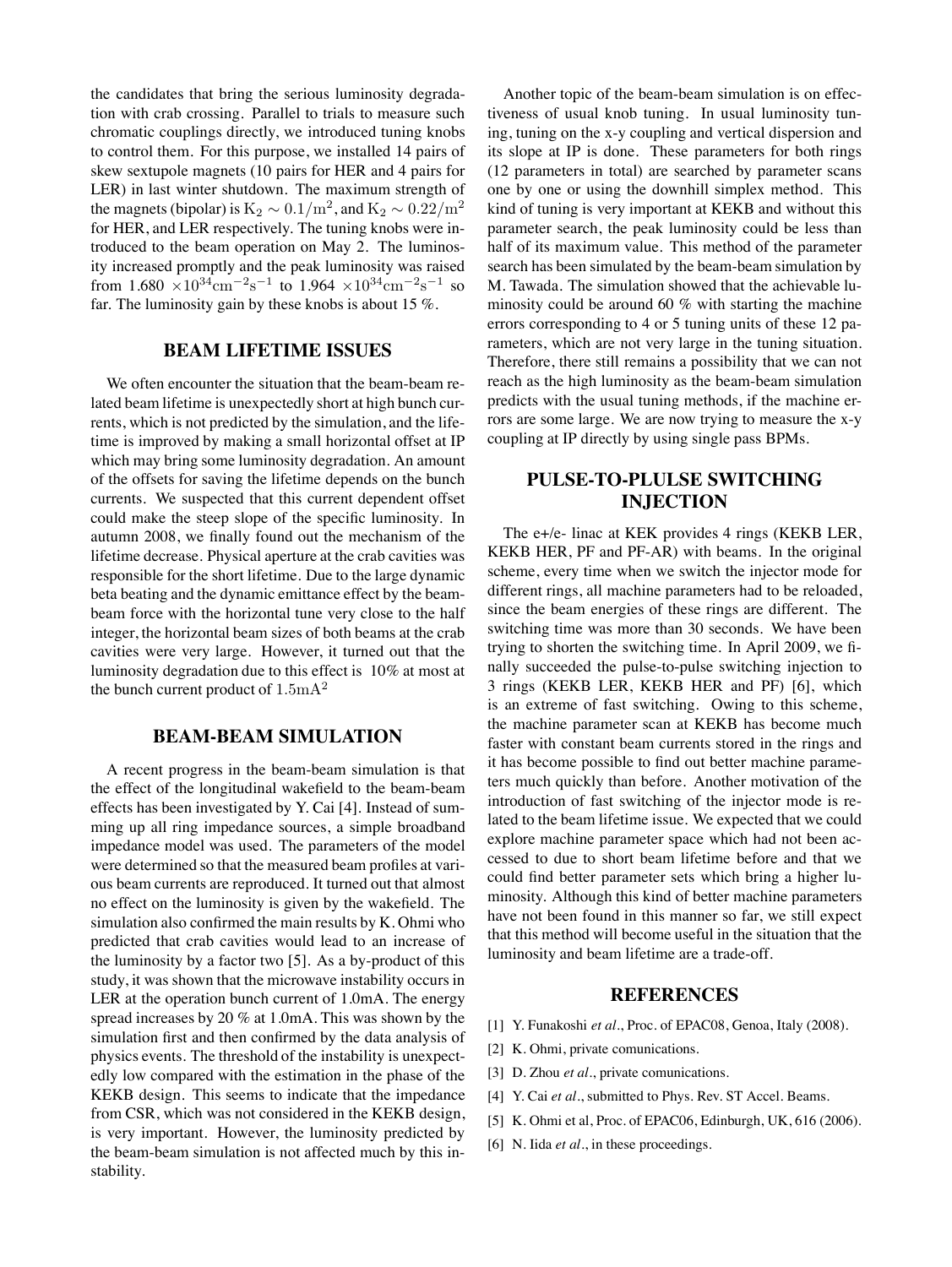the candidates that bring the serious luminosity degradation with crab crossing. Parallel to trials to measure such chromatic couplings directly, we introduced tuning knobs to control them. For this purpose, we installed 14 pairs of skew sextupole magnets (10 pairs for HER and 4 pairs for LER) in last winter shutdown. The maximum strength of the magnets (bipolar) is $\mathrm{K}_2 \sim 0.1/\mathrm{m}^2$, and $\mathrm{K}_2 \sim 0.22/\mathrm{m}^2$ for HER, and LER respectively. The tuning knobs were introduced to the beam operation on May 2. The luminosity increased promptly and the peak luminosity was raised from $1.680 \times 10^{34}\mathrm{cm}^{-2}\mathrm{s}^{-1}$ to $1.964 \times 10^{34}\mathrm{cm}^{-2}\mathrm{s}^{-1}$ so far. The luminosity gain by these knobs is about 15 %.

## BEAM LIFETIME ISSUES

We often encounter the situation that the beam-beam related beam lifetime is unexpectedly short at high bunch currents, which is not predicted by the simulation, and the lifetime is improved by making a small horizontal offset at IP which may bring some luminosity degradation. An amount of the offsets for saving the lifetime depends on the bunch currents. We suspected that this current dependent offset could make the steep slope of the specific luminosity. In autumn 2008, we finally found out the mechanism of the lifetime decrease. Physical aperture at the crab cavities was responsible for the short lifetime. Due to the large dynamic beta beating and the dynamic emittance effect by the beam-beam force with the horizontal tune very close to the half integer, the horizontal beam sizes of both beams at the crab cavities were very large. However, it turned out that the luminosity degradation due to this effect is 10% at most at the bunch current product of $1.5\mathrm{mA}^2$

## BEAM-BEAM SIMULATION

A recent progress in the beam-beam simulation is that the effect of the longitudinal wakefield to the beam-beam effects has been investigated by Y. Cai [4]. Instead of summing up all ring impedance sources, a simple broadband impedance model was used. The parameters of the model were determined so that the measured beam profiles at various beam currents are reproduced. It turned out that almost no effect on the luminosity is given by the wakefield. The simulation also confirmed the main results by K. Ohmi who predicted that crab cavities would lead to an increase of the luminosity by a factor two [5]. As a by-product of this study, it was shown that the microwave instability occurs in LER at the operation bunch current of 1.0mA. The energy spread increases by 20 % at 1.0mA. This was shown by the simulation first and then confirmed by the data analysis of physics events. The threshold of the instability is unexpectedly low compared with the estimation in the phase of the KEKB design. This seems to indicate that the impedance from CSR, which was not considered in the KEKB design, is very important. However, the luminosity predicted by the beam-beam simulation is not affected much by this instability.

Another topic of the beam-beam simulation is on effectiveness of usual knob tuning. In usual luminosity tuning, tuning on the x-y coupling and vertical dispersion and its slope at IP is done. These parameters for both rings (12 parameters in total) are searched by parameter scans one by one or using the downhill simplex method. This kind of tuning is very important at KEKB and without this parameter search, the peak luminosity could be less than half of its maximum value. This method of the parameter search has been simulated by the beam-beam simulation by M. Tawada. The simulation showed that the achievable luminosity could be around 60 % with starting the machine errors corresponding to 4 or 5 tuning units of these 12 parameters, which are not very large in the tuning situation. Therefore, there still remains a possibility that we can not reach as the high luminosity as the beam-beam simulation predicts with the usual tuning methods, if the machine errors are some large. We are now trying to measure the x-y coupling at IP directly by using single pass BPMs.

## PULSE-TO-PLULSE SWITCHING INJECTION

The e+/e- linac at KEK provides 4 rings (KEKB LER, KEKB HER, PF and PF-AR) with beams. In the original scheme, every time when we switch the injector mode for different rings, all machine parameters had to be reloaded, since the beam energies of these rings are different. The switching time was more than 30 seconds. We have been trying to shorten the switching time. In April 2009, we finally succeeded the pulse-to-pulse switching injection to 3 rings (KEKB LER, KEKB HER and PF) [6], which is an extreme of fast switching. Owing to this scheme, the machine parameter scan at KEKB has become much faster with constant beam currents stored in the rings and it has become possible to find out better machine parameters much quickly than before. Another motivation of the introduction of fast switching of the injector mode is related to the beam lifetime issue. We expected that we could explore machine parameter space which had not been accessed to due to short beam lifetime before and that we could find better parameter sets which bring a higher luminosity. Although this kind of better machine parameters have not been found in this manner so far, we still expect that this method will become useful in the situation that the luminosity and beam lifetime are a trade-off.

## REFERENCES

[1] Y. Funakoshi *et al*., Proc. of EPAC08, Genoa, Italy (2008).

[2] K. Ohmi, private comunications.

[3] D. Zhou *et al*., private comunications.

[4] Y. Cai *et al*., submitted to Phys. Rev. ST Accel. Beams.

[5] K. Ohmi et al, Proc. of EPAC06, Edinburgh, UK, 616 (2006).

[6] N. Iida *et al*., in these proceedings.